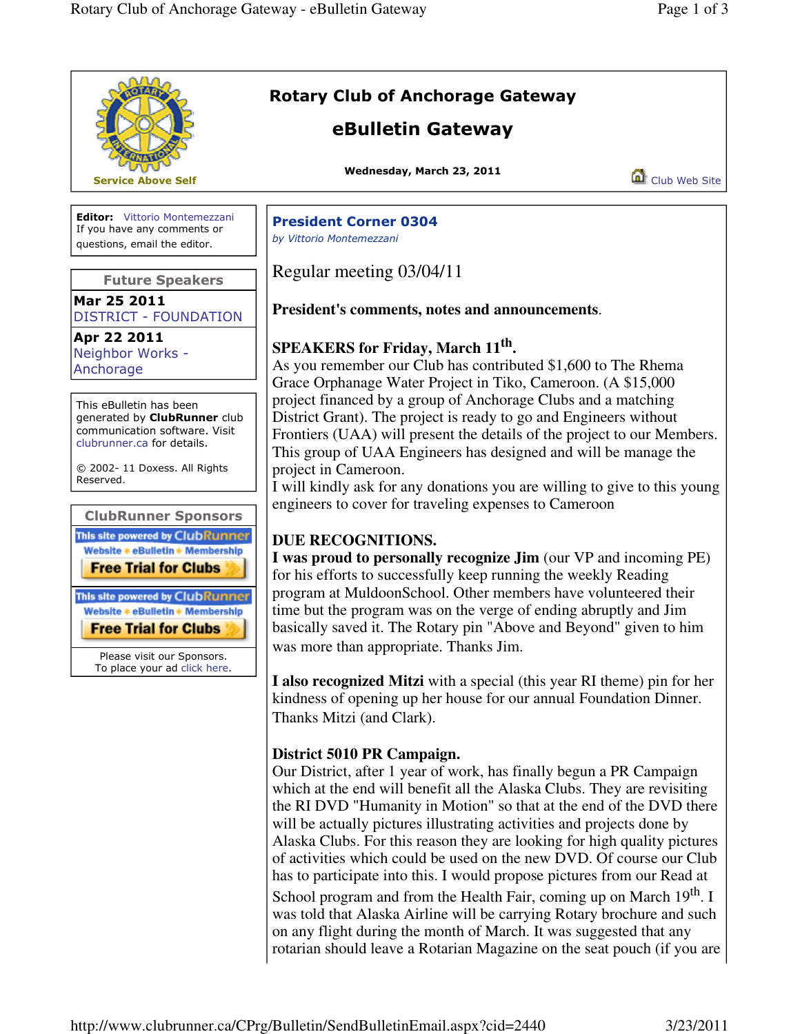# Rotary Club of Anchorage Gateway

## eBulletin Gateway

Service Above Self

**Wednesday, March 23, 2011**

Club Web Site

**Editor:** Vittorio Montemezzani
If you have any comments or questions, email the editor.

### Future Speakers

**Mar 25 2011**
DISTRICT - FOUNDATION

**Apr 22 2011**
Neighbor Works - Anchorage

This eBulletin has been generated by **ClubRunner** club communication software. Visit clubrunner.ca for details.

© 2002- 11 Doxess. All Rights Reserved.

### ClubRunner Sponsors

This site powered by ClubRunner
Website * eBulletin * Membership
Free Trial for Clubs

This site powered by ClubRunner
Website * eBulletin * Membership
Free Trial for Clubs

Please visit our Sponsors.
To place your ad click here.

## President Corner 0304

*by Vittorio Montemezzani*

Regular meeting 03/04/11

**President's comments, notes and announcements**.

**SPEAKERS for Friday, March 11th.**
As you remember our Club has contributed $1,600 to The Rhema Grace Orphanage Water Project in Tiko, Cameroon. (A $15,000 project financed by a group of Anchorage Clubs and a matching District Grant). The project is ready to go and Engineers without Frontiers (UAA) will present the details of the project to our Members. This group of UAA Engineers has designed and will be manage the project in Cameroon.
I will kindly ask for any donations you are willing to give to this young engineers to cover for traveling expenses to Cameroon

**DUE RECOGNITIONS.**
**I was proud to personally recognize Jim** (our VP and incoming PE) for his efforts to successfully keep running the weekly Reading program at MuldoonSchool. Other members have volunteered their time but the program was on the verge of ending abruptly and Jim basically saved it. The Rotary pin "Above and Beyond" given to him was more than appropriate. Thanks Jim.

**I also recognized Mitzi** with a special (this year RI theme) pin for her kindness of opening up her house for our annual Foundation Dinner. Thanks Mitzi (and Clark).

**District 5010 PR Campaign.**
Our District, after 1 year of work, has finally begun a PR Campaign which at the end will benefit all the Alaska Clubs. They are revisiting the RI DVD "Humanity in Motion" so that at the end of the DVD there will be actually pictures illustrating activities and projects done by Alaska Clubs. For this reason they are looking for high quality pictures of activities which could be used on the new DVD. Of course our Club has to participate into this. I would propose pictures from our Read at School program and from the Health Fair, coming up on March 19th. I was told that Alaska Airline will be carrying Rotary brochure and such on any flight during the month of March. It was suggested that any rotarian should leave a Rotarian Magazine on the seat pouch (if you are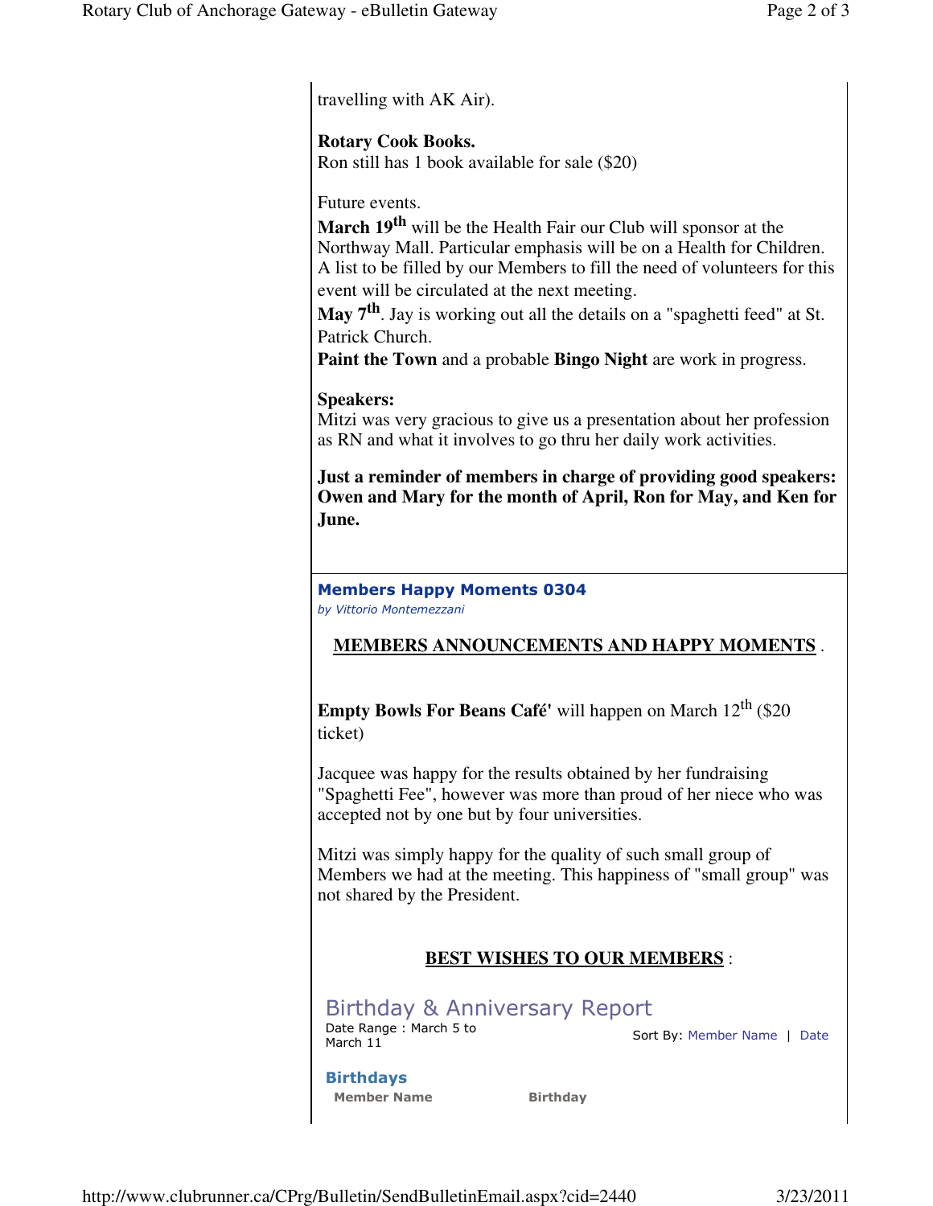travelling with AK Air).

**Rotary Cook Books.**
Ron still has 1 book available for sale ($20)

Future events.
**March 19th** will be the Health Fair our Club will sponsor at the Northway Mall. Particular emphasis will be on a Health for Children. A list to be filled by our Members to fill the need of volunteers for this event will be circulated at the next meeting.
**May 7th**. Jay is working out all the details on a "spaghetti feed" at St. Patrick Church.
**Paint the Town** and a probable **Bingo Night** are work in progress.

**Speakers:**
Mitzi was very gracious to give us a presentation about her profession as RN and what it involves to go thru her daily work activities.

**Just a reminder of members in charge of providing good speakers: Owen and Mary for the month of April, Ron for May, and Ken for June.**

## Members Happy Moments 0304

*by Vittorio Montemezzani*

**MEMBERS ANNOUNCEMENTS AND HAPPY MOMENTS** .

**Empty Bowls For Beans Café'** will happen on March 12th ($20 ticket)

Jacquee was happy for the results obtained by her fundraising "Spaghetti Fee", however was more than proud of her niece who was accepted not by one but by four universities.

Mitzi was simply happy for the quality of such small group of Members we had at the meeting. This happiness of "small group" was not shared by the President.

**BEST WISHES TO OUR MEMBERS** :

### Birthday & Anniversary Report

Date Range : March 5 to March 11

Sort By: Member Name | Date

#### Birthdays

| Member Name | Birthday |
|---|---|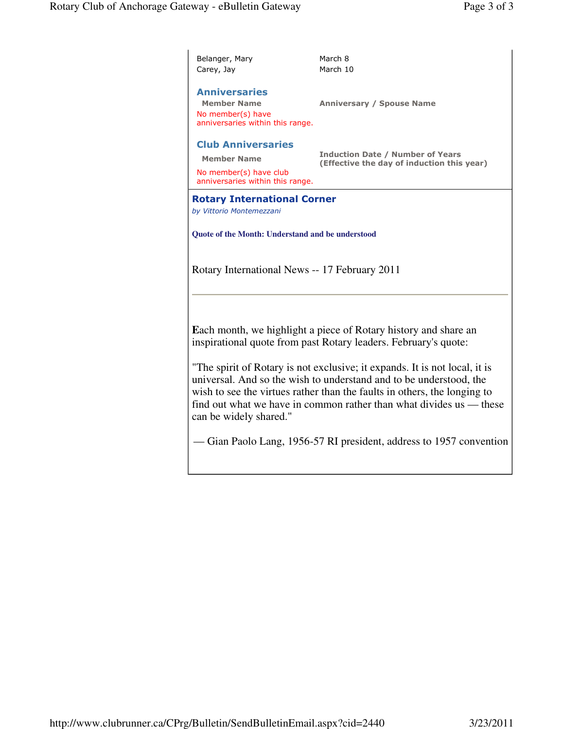| | |
|---|---|
| Belanger, Mary | March 8 |
| Carey, Jay | March 10 |

### Anniversaries

| Member Name | Anniversary / Spouse Name |
|---|---|
| No member(s) have anniversaries within this range. | |

### Club Anniversaries

| Member Name | Induction Date / Number of Years (Effective the day of induction this year) |
|---|---|
| No member(s) have club anniversaries within this range. | |

## Rotary International Corner

*by Vittorio Montemezzani*

**Quote of the Month: Understand and be understood**

Rotary International News -- 17 February 2011

---

**E**ach month, we highlight a piece of Rotary history and share an inspirational quote from past Rotary leaders. February's quote:

"The spirit of Rotary is not exclusive; it expands. It is not local, it is universal. And so the wish to understand and to be understood, the wish to see the virtues rather than the faults in others, the longing to find out what we have in common rather than what divides us — these can be widely shared."

— Gian Paolo Lang, 1956-57 RI president, address to 1957 convention